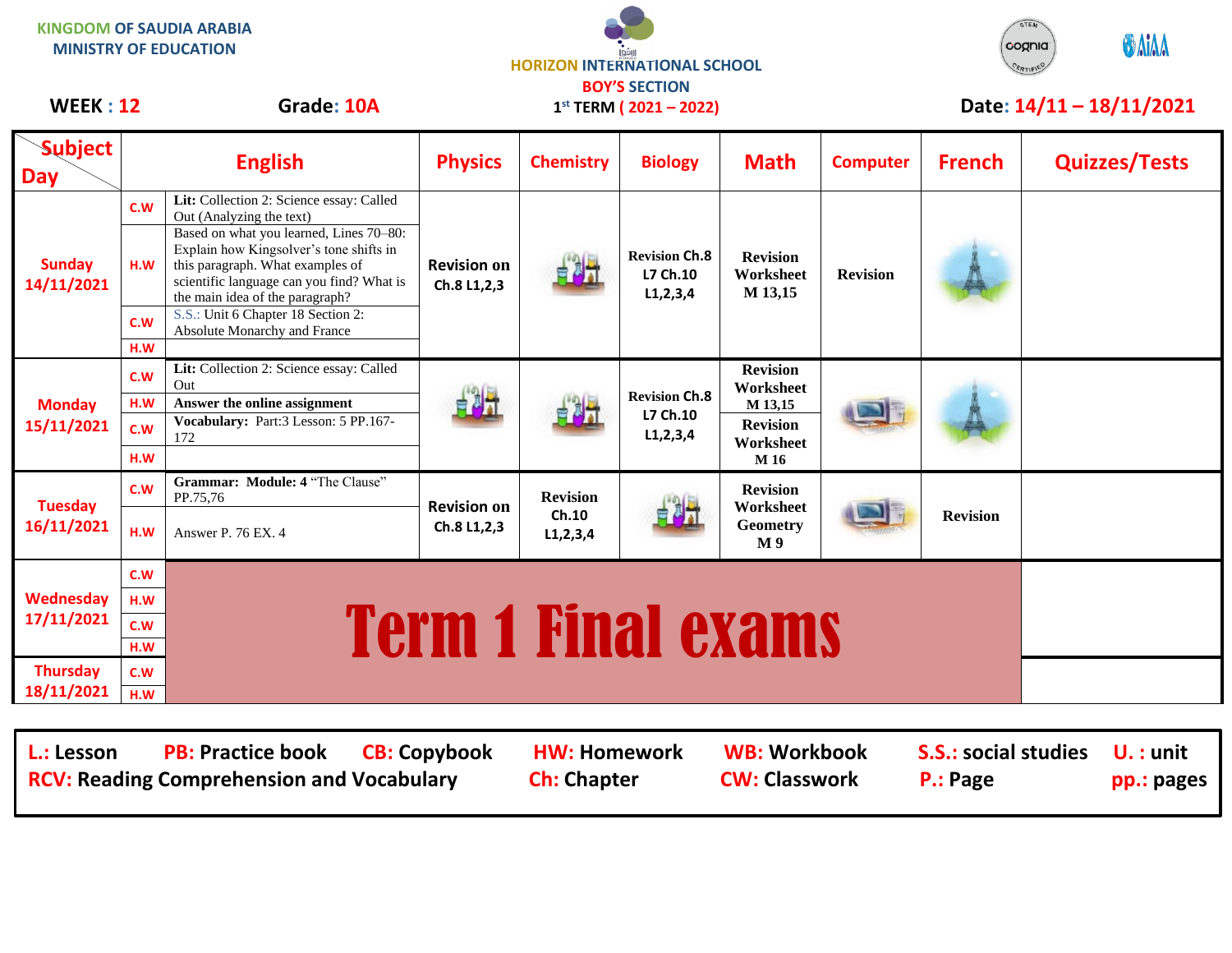KINGDOM OF SAUDIA ARABIA
MINISTRY OF EDUCATION

HORIZON INTERNATIONAL SCHOOL
BOY'S SECTION
1st TERM ( 2021 – 2022)

**WEEK : 12** | **Grade: 10A** | **Date: 14/11 – 18/11/2021**

| Subject / Day | | English | Physics | Chemistry | Biology | Math | Computer | French | Quizzes/Tests |
|---|---|---|---|---|---|---|---|---|---|
| Sunday 14/11/2021 | C.W | **Lit:** Collection 2: Science essay: Called Out (Analyzing the text) | Revision on Ch.8 L1,2,3 | | Revision Ch.8 L7 Ch.10 L1,2,3,4 | Revision Worksheet M 13,15 | Revision | | |
| | H.W | Based on what you learned, Lines 70–80: Explain how Kingsolver's tone shifts in this paragraph. What examples of scientific language can you find? What is the main idea of the paragraph? | | | | | | | |
| | C.W | S.S.: Unit 6 Chapter 18 Section 2: Absolute Monarchy and France | | | | | | | |
| | H.W | | | | | | | | |
| Monday 15/11/2021 | C.W | **Lit:** Collection 2: Science essay: Called Out | | | Revision Ch.8 L7 Ch.10 L1,2,3,4 | Revision Worksheet M 13,15 | | | |
| | H.W | **Answer the online assignment** | | | | | | | |
| | C.W | **Vocabulary:** Part:3 Lesson: 5 PP.167-172 | | | | Revision Worksheet M 16 | | | |
| | H.W | | | | | | | | |
| Tuesday 16/11/2021 | C.W | **Grammar: Module: 4** "The Clause" PP.75,76 | Revision on Ch.8 L1,2,3 | Revision Ch.10 L1,2,3,4 | | Revision Worksheet Geometry M 9 | | Revision | |
| | H.W | Answer P. 76 EX. 4 | | | | | | | |
| Wednesday 17/11/2021 | C.W | **Term 1 Final exams** | | | | | | | |
| | H.W | | | | | | | | |
| | C.W | | | | | | | | |
| | H.W | | | | | | | | |
| Thursday 18/11/2021 | C.W | | | | | | | | |
| | H.W | | | | | | | | |

**L.:** Lesson **PB:** Practice book **CB:** Copybook **HW:** Homework **WB:** Workbook **S.S.:** social studies **U. :** unit
**RCV:** Reading Comprehension and Vocabulary **Ch:** Chapter **CW:** Classwork **P.:** Page **pp.:** pages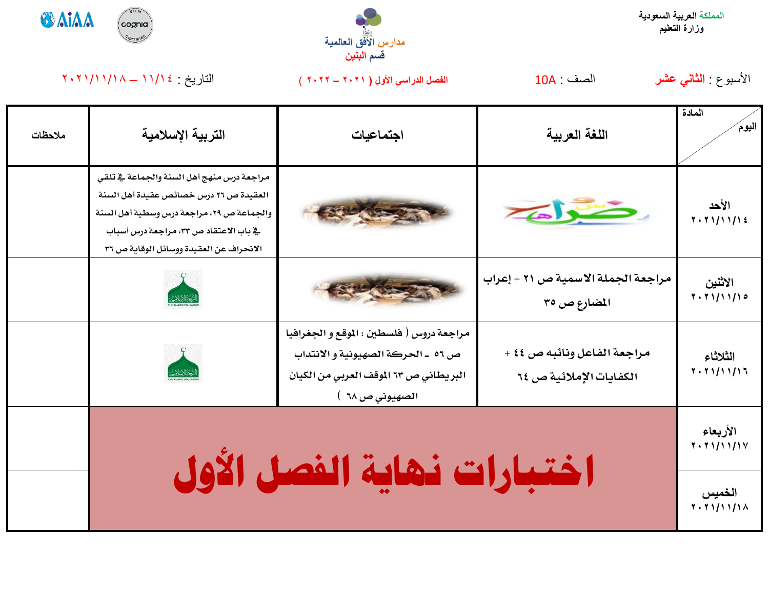المملكة العربية السعودية
وزارة التعليم

مدارس الأفق العالمية
قسم البنين

الأسبوع : الثاني عشر　　الصف : 10A　　الفصل الدراسي الأول ( ٢٠٢١ – ٢٠٢٢ )　　التاريخ : ١١/١٤ – ٢٠٢١/١١/١٨

| المادة / اليوم | اللغة العربية | اجتماعيات | التربية الإسلامية | ملاحظات |
|---|---|---|---|---|
| الأحد ٢٠٢١/١١/١٤ | | | مراجعة درس منهج أهل السنة والجماعة في تلقي العقيدة ص ٢٦ درس خصائص عقيدة أهل السنة والجماعة ص ٢٩، مراجعة درس وسطية أهل السنة في باب الاعتقاد ص ٣٣، مراجعة درس أسباب الانحراف عن العقيدة ووسائل الوقاية ص ٣٦ | |
| الاثنين ٢٠٢١/١١/١٥ | مراجعة الجملة الاسمية ص ٢١ + إعراب المضارع ص ٣٥ | | | |
| الثلاثاء ٢٠٢١/١١/١٦ | مراجعة الفاعل ونائبه ص ٤٤ + الكفايات الإملائية ص ٦٤ | مراجعة دروس ( فلسطين : الموقع و الجغرافيا ص ٥٦ ـ الحركة الصهيونية و الانتداب البريطاني ص ٦٣ الموقف العربي من الكيان الصهيوني ص ٦٨ ) | | |
| الأربعاء ٢٠٢١/١١/١٧ | اختبارات نهاية الفصل الأول | | | |
| الخميس ٢٠٢١/١١/١٨ | | | | |